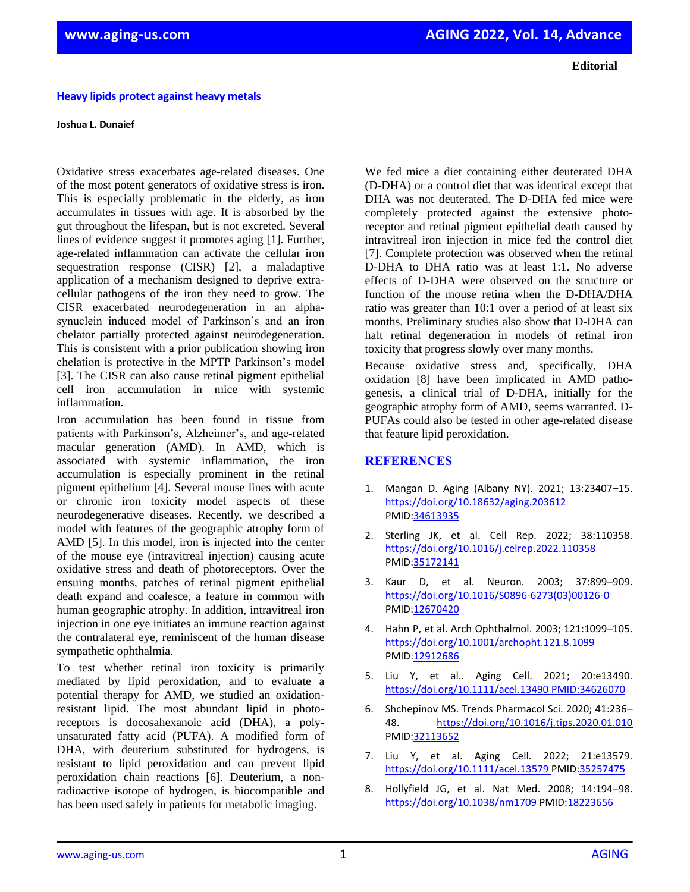**Editorial**

# Heavy lipids protect against heavy metals

**Joshua L. Dunaief**

Oxidative stress exacerbates age-related diseases. One of the most potent generators of oxidative stress is iron. This is especially problematic in the elderly, as iron accumulates in tissues with age. It is absorbed by the gut throughout the lifespan, but is not excreted. Several lines of evidence suggest it promotes aging [1]. Further, age-related inflammation can activate the cellular iron sequestration response (CISR) [2], a maladaptive application of a mechanism designed to deprive extra-cellular pathogens of the iron they need to grow. The CISR exacerbated neurodegeneration in an alpha-synuclein induced model of Parkinson's and an iron chelator partially protected against neurodegeneration. This is consistent with a prior publication showing iron chelation is protective in the MPTP Parkinson's model [3]. The CISR can also cause retinal pigment epithelial cell iron accumulation in mice with systemic inflammation.

Iron accumulation has been found in tissue from patients with Parkinson's, Alzheimer's, and age-related macular generation (AMD). In AMD, which is associated with systemic inflammation, the iron accumulation is especially prominent in the retinal pigment epithelium [4]. Several mouse lines with acute or chronic iron toxicity model aspects of these neurodegenerative diseases. Recently, we described a model with features of the geographic atrophy form of AMD [5]. In this model, iron is injected into the center of the mouse eye (intravitreal injection) causing acute oxidative stress and death of photoreceptors. Over the ensuing months, patches of retinal pigment epithelial death expand and coalesce, a feature in common with human geographic atrophy. In addition, intravitreal iron injection in one eye initiates an immune reaction against the contralateral eye, reminiscent of the human disease sympathetic ophthalmia.

To test whether retinal iron toxicity is primarily mediated by lipid peroxidation, and to evaluate a potential therapy for AMD, we studied an oxidation-resistant lipid. The most abundant lipid in photo-receptors is docosahexanoic acid (DHA), a poly-unsaturated fatty acid (PUFA). A modified form of DHA, with deuterium substituted for hydrogens, is resistant to lipid peroxidation and can prevent lipid peroxidation chain reactions [6]. Deuterium, a non-radioactive isotope of hydrogen, is biocompatible and has been used safely in patients for metabolic imaging.

We fed mice a diet containing either deuterated DHA (D-DHA) or a control diet that was identical except that DHA was not deuterated. The D-DHA fed mice were completely protected against the extensive photo-receptor and retinal pigment epithelial death caused by intravitreal iron injection in mice fed the control diet [7]. Complete protection was observed when the retinal D-DHA to DHA ratio was at least 1:1. No adverse effects of D-DHA were observed on the structure or function of the mouse retina when the D-DHA/DHA ratio was greater than 10:1 over a period of at least six months. Preliminary studies also show that D-DHA can halt retinal degeneration in models of retinal iron toxicity that progress slowly over many months.

Because oxidative stress and, specifically, DHA oxidation [8] have been implicated in AMD patho-genesis, a clinical trial of D-DHA, initially for the geographic atrophy form of AMD, seems warranted. D-PUFAs could also be tested in other age-related disease that feature lipid peroxidation.

## REFERENCES

1. Mangan D. Aging (Albany NY). 2021; 13:23407–15. https://doi.org/10.18632/aging.203612 PMID:34613935
2. Sterling JK, et al. Cell Rep. 2022; 38:110358. https://doi.org/10.1016/j.celrep.2022.110358 PMID:35172141
3. Kaur D, et al. Neuron. 2003; 37:899–909. https://doi.org/10.1016/S0896-6273(03)00126-0 PMID:12670420
4. Hahn P, et al. Arch Ophthalmol. 2003; 121:1099–105. https://doi.org/10.1001/archopht.121.8.1099 PMID:12912686
5. Liu Y, et al.. Aging Cell. 2021; 20:e13490. https://doi.org/10.1111/acel.13490 PMID:34626070
6. Shchepinov MS. Trends Pharmacol Sci. 2020; 41:236–48. https://doi.org/10.1016/j.tips.2020.01.010 PMID:32113652
7. Liu Y, et al. Aging Cell. 2022; 21:e13579. https://doi.org/10.1111/acel.13579 PMID:35257475
8. Hollyfield JG, et al. Nat Med. 2008; 14:194–98. https://doi.org/10.1038/nm1709 PMID:18223656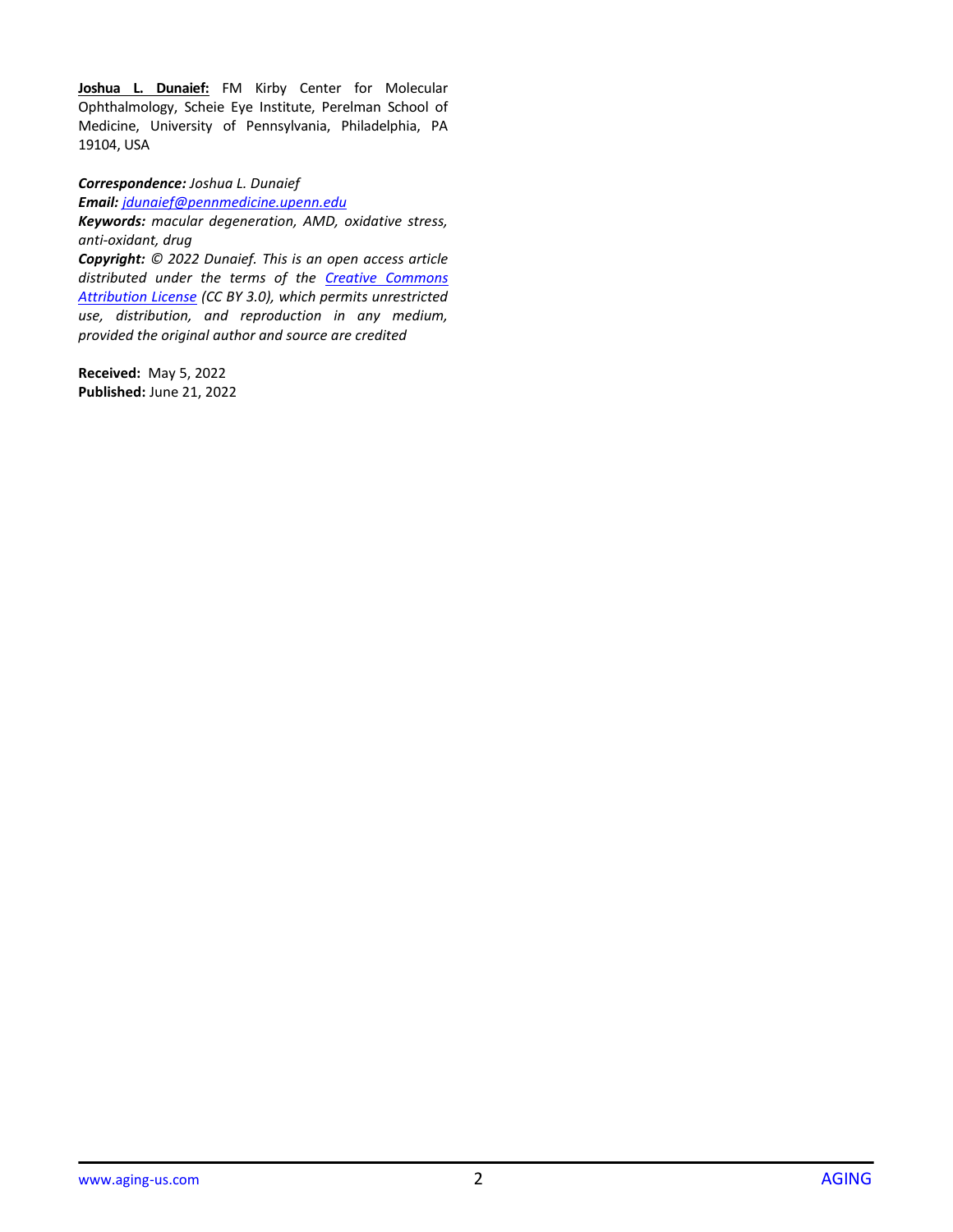**Joshua L. Dunaief:** FM Kirby Center for Molecular Ophthalmology, Scheie Eye Institute, Perelman School of Medicine, University of Pennsylvania, Philadelphia, PA 19104, USA

***Correspondence:*** *Joshua L. Dunaief*
***Email:*** *jdunaief@pennmedicine.upenn.edu*
***Keywords:*** *macular degeneration, AMD, oxidative stress, anti-oxidant, drug*
***Copyright:*** *© 2022 Dunaief. This is an open access article distributed under the terms of the Creative Commons Attribution License (CC BY 3.0), which permits unrestricted use, distribution, and reproduction in any medium, provided the original author and source are credited*

**Received:** May 5, 2022
**Published:** June 21, 2022